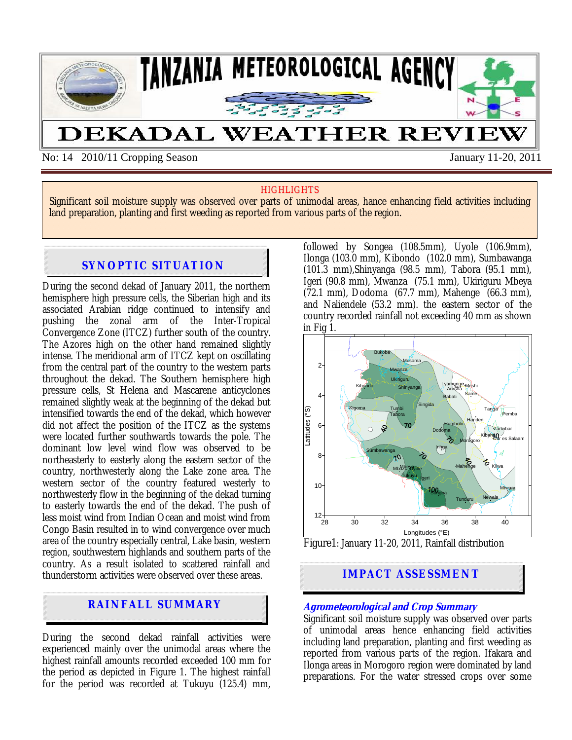# TANZANIA METEOROLOGICAL AGENCY

# DEKADAL WEATHER REVIEW

No: 14 2010/11 Cropping Season January 11-20, 2011

**HIGHLIGHTS**

Significant soil moisture supply was observed over parts of unimodal areas, hence enhancing field activities including land preparation, planting and first weeding as reported from various parts of the region.

## SYNOPTIC SITUATION

During the second dekad of January 2011, the northern hemisphere high pressure cells, the Siberian high and its associated Arabian ridge continued to intensify and pushing the zonal arm of the Inter-Tropical Convergence Zone (ITCZ) further south of the country. The Azores high on the other hand remained slightly intense. The meridional arm of ITCZ kept on oscillating from the central part of the country to the western parts throughout the dekad. The Southern hemisphere high pressure cells, St Helena and Mascarene anticyclones remained slightly weak at the beginning of the dekad but intensified towards the end of the dekad, which however did not affect the position of the ITCZ as the systems were located further southwards towards the pole. The dominant low level wind flow was observed to be northeasterly to easterly along the eastern sector of the country, northwesterly along the Lake zone area. The western sector of the country featured westerly to northwesterly flow in the beginning of the dekad turning to easterly towards the end of the dekad. The push of less moist wind from Indian Ocean and moist wind from Congo Basin resulted in to wind convergence over much area of the country especially central, Lake basin, western region, southwestern highlands and southern parts of the country. As a result isolated to scattered rainfall and thunderstorm activities were observed over these areas.

## RAINFALL SUMMARY

During the second dekad rainfall activities were experienced mainly over the unimodal areas where the highest rainfall amounts recorded exceeded 100 mm for the period as depicted in Figure 1. The highest rainfall for the period was recorded at Tukuyu (125.4) mm, followed by Songea (108.5mm), Uyole (106.9mm), Ilonga (103.0 mm), Kibondo (102.0 mm), Sumbawanga (101.3 mm),Shinyanga (98.5 mm), Tabora (95.1 mm), Igeri (90.8 mm), Mwanza (75.1 mm), Ukiriguru Mbeya (72.1 mm), Dodoma (67.7 mm), Mahenge (66.3 mm), and Naliendele (53.2 mm). the eastern sector of the country recorded rainfall not exceeding 40 mm as shown in Fig 1.

Figure1: January 11-20, 2011, Rainfall distribution

## IMPACT ASSESSMENT

***Agrometeorological and Crop Summary***

Significant soil moisture supply was observed over parts of unimodal areas hence enhancing field activities including land preparation, planting and first weeding as reported from various parts of the region. Ifakara and Ilonga areas in Morogoro region were dominated by land preparations. For the water stressed crops over some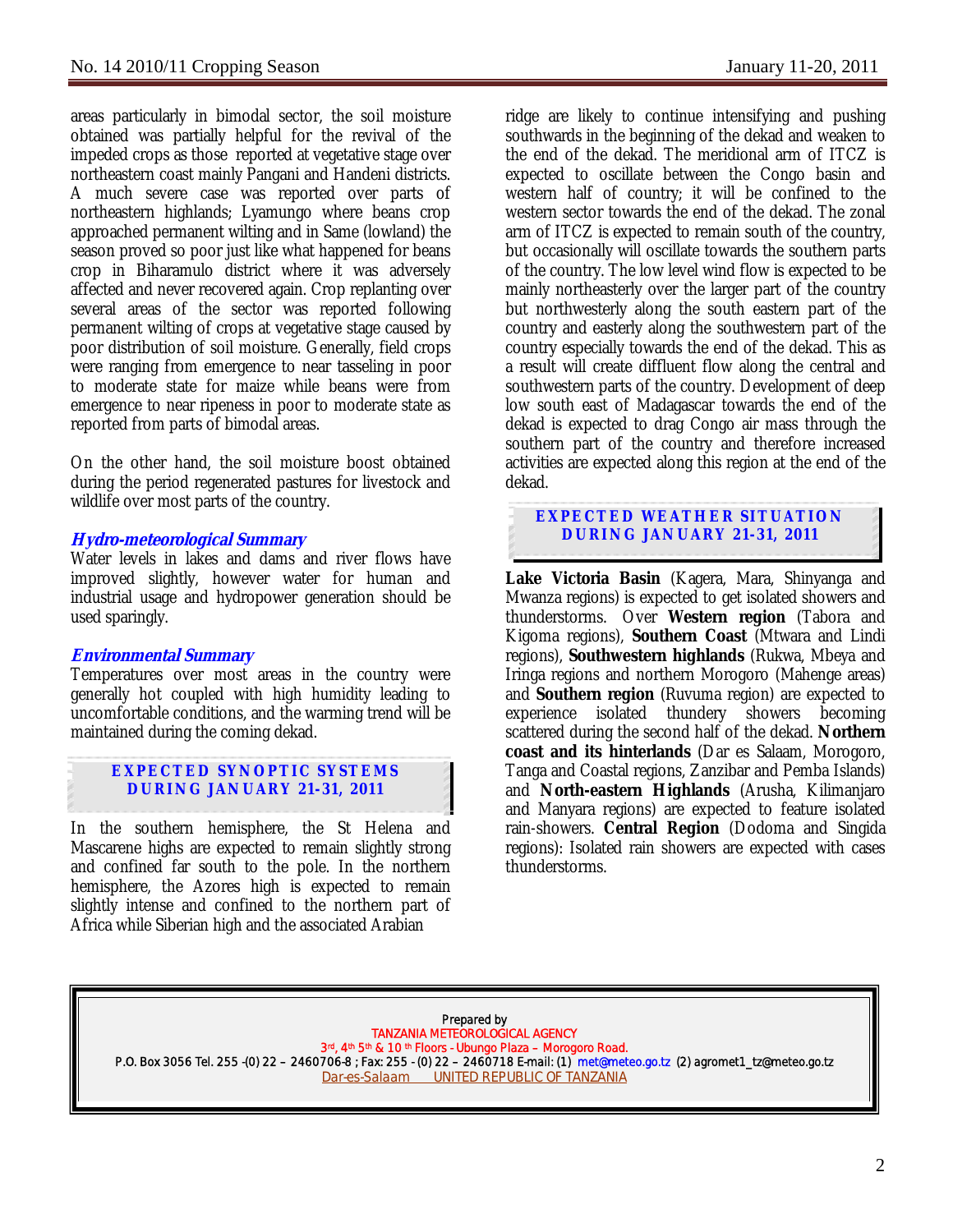areas particularly in bimodal sector, the soil moisture obtained was partially helpful for the revival of the impeded crops as those reported at vegetative stage over northeastern coast mainly Pangani and Handeni districts. A much severe case was reported over parts of northeastern highlands; Lyamungo where beans crop approached permanent wilting and in Same (lowland) the season proved so poor just like what happened for beans crop in Biharamulo district where it was adversely affected and never recovered again. Crop replanting over several areas of the sector was reported following permanent wilting of crops at vegetative stage caused by poor distribution of soil moisture. Generally, field crops were ranging from emergence to near tasseling in poor to moderate state for maize while beans were from emergence to near ripeness in poor to moderate state as reported from parts of bimodal areas.

On the other hand, the soil moisture boost obtained during the period regenerated pastures for livestock and wildlife over most parts of the country.

### *Hydro-meteorological Summary*

Water levels in lakes and dams and river flows have improved slightly, however water for human and industrial usage and hydropower generation should be used sparingly.

### *Environmental Summary*

Temperatures over most areas in the country were generally hot coupled with high humidity leading to uncomfortable conditions, and the warming trend will be maintained during the coming dekad.

## EXPECTED SYNOPTIC SYSTEMS DURING JANUARY 21-31, 2011

In the southern hemisphere, the St Helena and Mascarene highs are expected to remain slightly strong and confined far south to the pole. In the northern hemisphere, the Azores high is expected to remain slightly intense and confined to the northern part of Africa while Siberian high and the associated Arabian ridge are likely to continue intensifying and pushing southwards in the beginning of the dekad and weaken to the end of the dekad. The meridional arm of ITCZ is expected to oscillate between the Congo basin and western half of country; it will be confined to the western sector towards the end of the dekad. The zonal arm of ITCZ is expected to remain south of the country, but occasionally will oscillate towards the southern parts of the country. The low level wind flow is expected to be mainly northeasterly over the larger part of the country but northwesterly along the south eastern part of the country and easterly along the southwestern part of the country especially towards the end of the dekad. This as a result will create diffluent flow along the central and southwestern parts of the country. Development of deep low south east of Madagascar towards the end of the dekad is expected to drag Congo air mass through the southern part of the country and therefore increased activities are expected along this region at the end of the dekad.

## EXPECTED WEATHER SITUATION DURING JANUARY 21-31, 2011

**Lake Victoria Basin** (Kagera, Mara, Shinyanga and Mwanza regions) is expected to get isolated showers and thunderstorms. Over **Western region** (Tabora and Kigoma regions), **Southern Coast** (Mtwara and Lindi regions), **Southwestern highlands** (Rukwa, Mbeya and Iringa regions and northern Morogoro (Mahenge areas) and **Southern region** (Ruvuma region) are expected to experience isolated thundery showers becoming scattered during the second half of the dekad. **Northern coast and its hinterlands** (Dar es Salaam, Morogoro, Tanga and Coastal regions, Zanzibar and Pemba Islands) and **North-eastern Highlands** (Arusha, Kilimanjaro and Manyara regions) are expected to feature isolated rain-showers. **Central Region** (Dodoma and Singida regions): Isolated rain showers are expected with cases thunderstorms.

Prepared by
TANZANIA METEOROLOGICAL AGENCY
3rd, 4th 5th & 10th Floors - Ubungo Plaza – Morogoro Road.
P.O. Box 3056 Tel. 255 -(0) 22 – 2460706-8 ; Fax: 255 - (0) 22 – 2460718 E-mail: (1) met@meteo.go.tz (2) agromet1_tz@meteo.go.tz
Dar-es-Salaam UNITED REPUBLIC OF TANZANIA